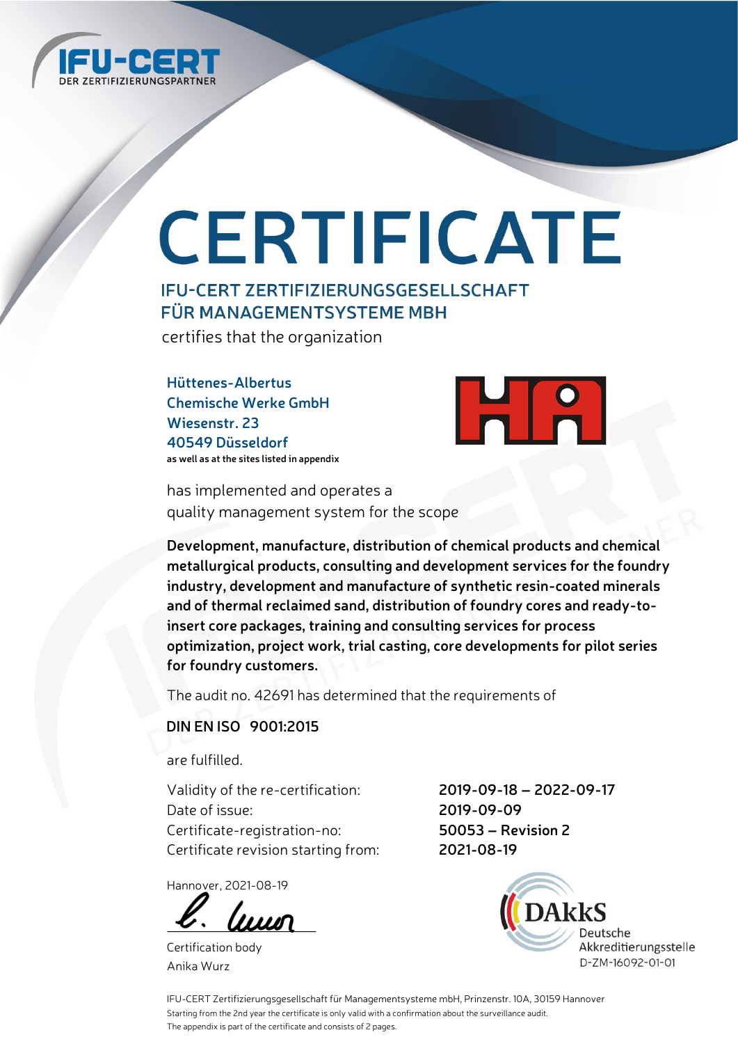IFU-CERT
DER ZERTIFIZIERUNGSPARTNER

# CERTIFICATE

## IFU-CERT ZERTIFIZIERUNGSGESELLSCHAFT FÜR MANAGEMENTSYSTEME MBH

certifies that the organization

**Hüttenes-Albertus**
**Chemische Werke GmbH**
**Wiesenstr. 23**
**40549 Düsseldorf**
**as well as at the sites listed in appendix**

has implemented and operates a quality management system for the scope

**Development, manufacture, distribution of chemical products and chemical metallurgical products, consulting and development services for the foundry industry, development and manufacture of synthetic resin-coated minerals and of thermal reclaimed sand, distribution of foundry cores and ready-to-insert core packages, training and consulting services for process optimization, project work, trial casting, core developments for pilot series for foundry customers.**

The audit no. 42691 has determined that the requirements of

**DIN EN ISO 9001:2015**

are fulfilled.

| | |
|---|---|
| Validity of the re-certification: | **2019-09-18 – 2022-09-17** |
| Date of issue: | **2019-09-09** |
| Certificate-registration-no: | **50053 – Revision 2** |
| Certificate revision starting from: | **2021-08-19** |

Hannover, 2021-08-19

Certification body
Anika Wurz

DAkkS
Deutsche Akkreditierungsstelle
D-ZM-16092-01-01

IFU-CERT Zertifizierungsgesellschaft für Managementsysteme mbH, Prinzenstr. 10A, 30159 Hannover
Starting from the 2nd year the certificate is only valid with a confirmation about the surveillance audit.
The appendix is part of the certificate and consists of 2 pages.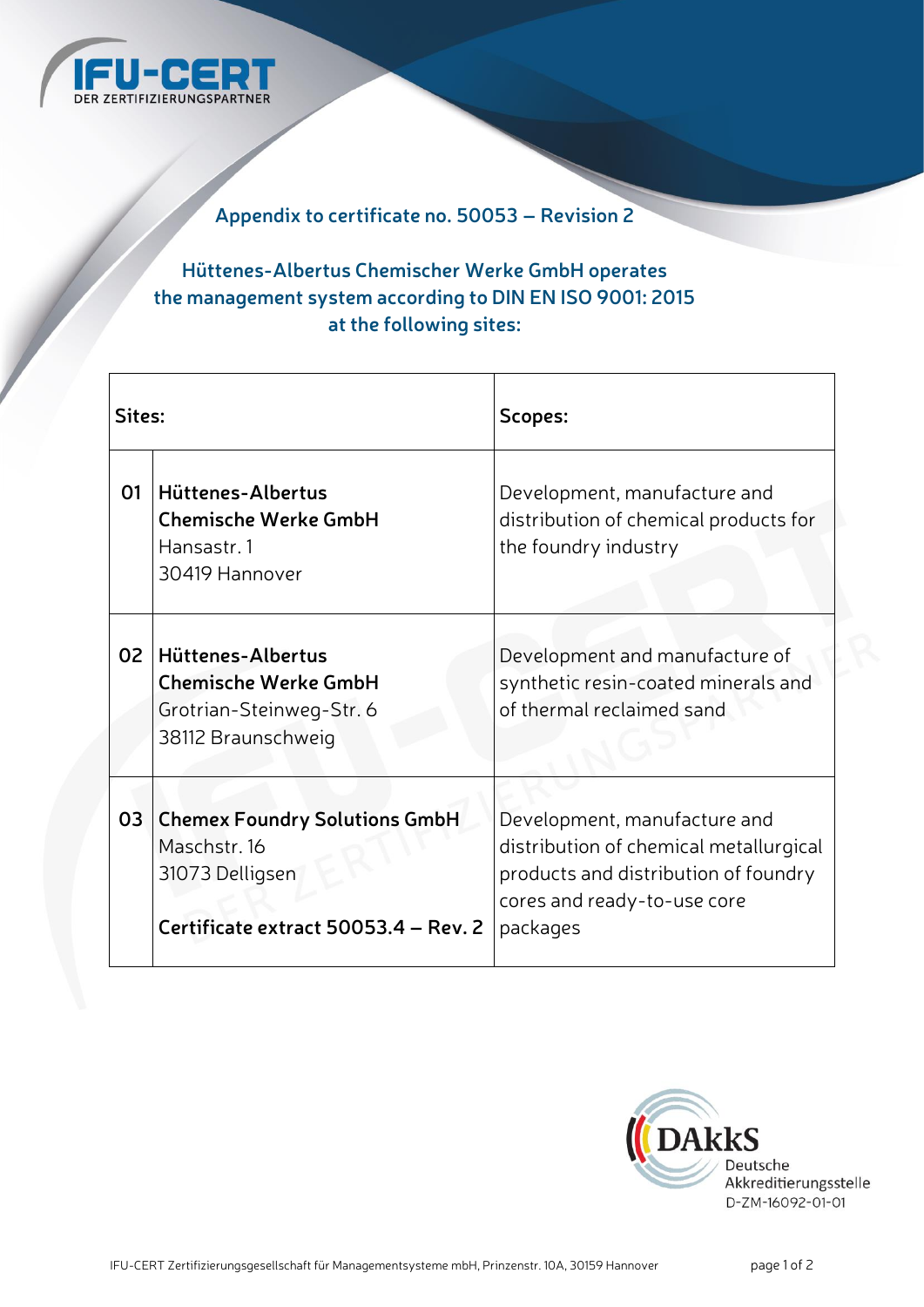## Appendix to certificate no. 50053 – Revision 2

### Hüttenes-Albertus Chemischer Werke GmbH operates the management system according to DIN EN ISO 9001: 2015 at the following sites:

| Sites: | | Scopes: |
|---|---|---|
| 01 | **Hüttenes-Albertus Chemische Werke GmbH**<br>Hansastr. 1<br>30419 Hannover | Development, manufacture and distribution of chemical products for the foundry industry |
| 02 | **Hüttenes-Albertus Chemische Werke GmbH**<br>Grotrian-Steinweg-Str. 6<br>38112 Braunschweig | Development and manufacture of synthetic resin-coated minerals and of thermal reclaimed sand |
| 03 | **Chemex Foundry Solutions GmbH**<br>Maschstr. 16<br>31073 Delligsen<br><br>**Certificate extract 50053.4 – Rev. 2** | Development, manufacture and distribution of chemical metallurgical products and distribution of foundry cores and ready-to-use core packages |

DAkkS Deutsche Akkreditierungsstelle D-ZM-16092-01-01

IFU-CERT Zertifizierungsgesellschaft für Managementsysteme mbH, Prinzenstr. 10A, 30159 Hannover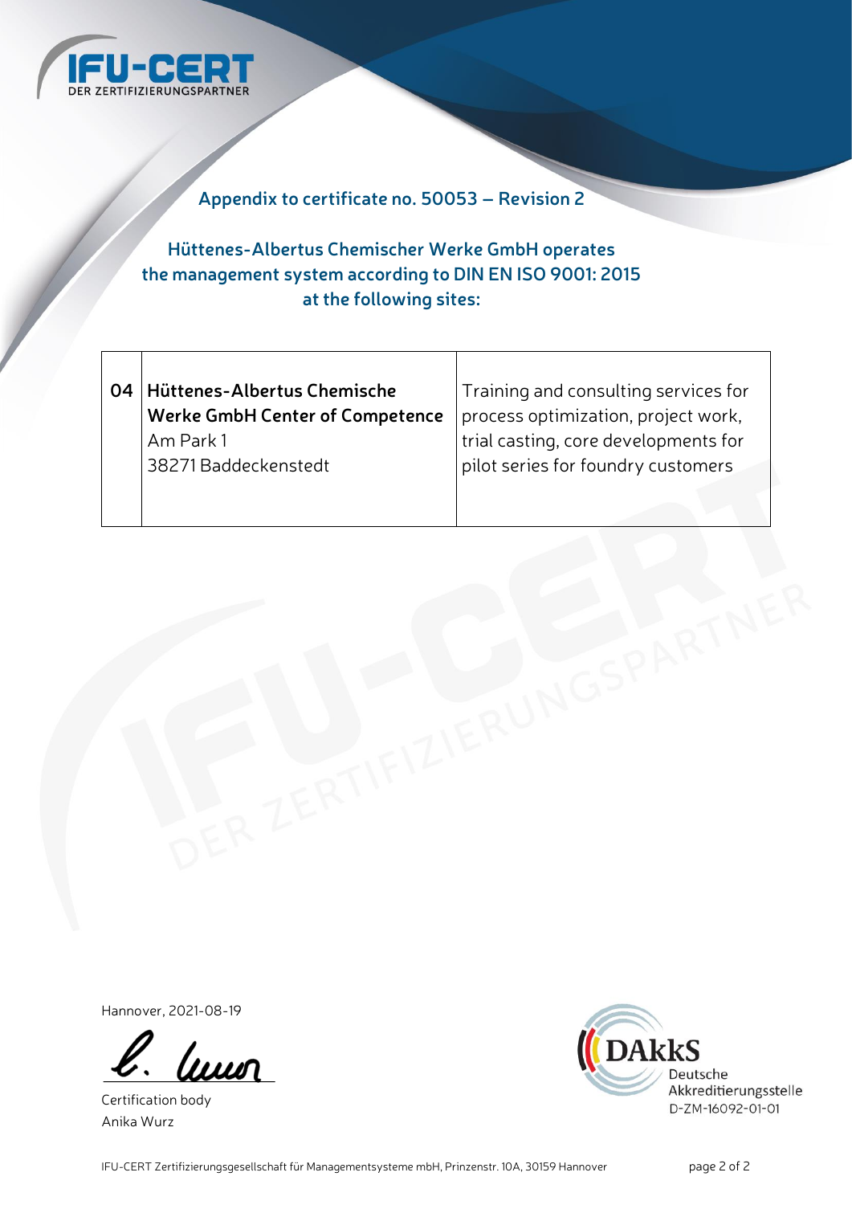IFU-CERT
DER ZERTIFIZIERUNGSPARTNER

## Appendix to certificate no. 50053 – Revision 2

### Hüttenes-Albertus Chemischer Werke GmbH operates the management system according to DIN EN ISO 9001: 2015 at the following sites:

| | | |
|---|---|---|
| 04 | **Hüttenes-Albertus Chemische Werke GmbH Center of Competence**<br>Am Park 1<br>38271 Baddeckenstedt | Training and consulting services for process optimization, project work, trial casting, core developments for pilot series for foundry customers |

Hannover, 2021-08-19

Certification body
Anika Wurz

DAkkS
Deutsche Akkreditierungsstelle
D-ZM-16092-01-01

IFU-CERT Zertifizierungsgesellschaft für Managementsysteme mbH, Prinzenstr. 10A, 30159 Hannover